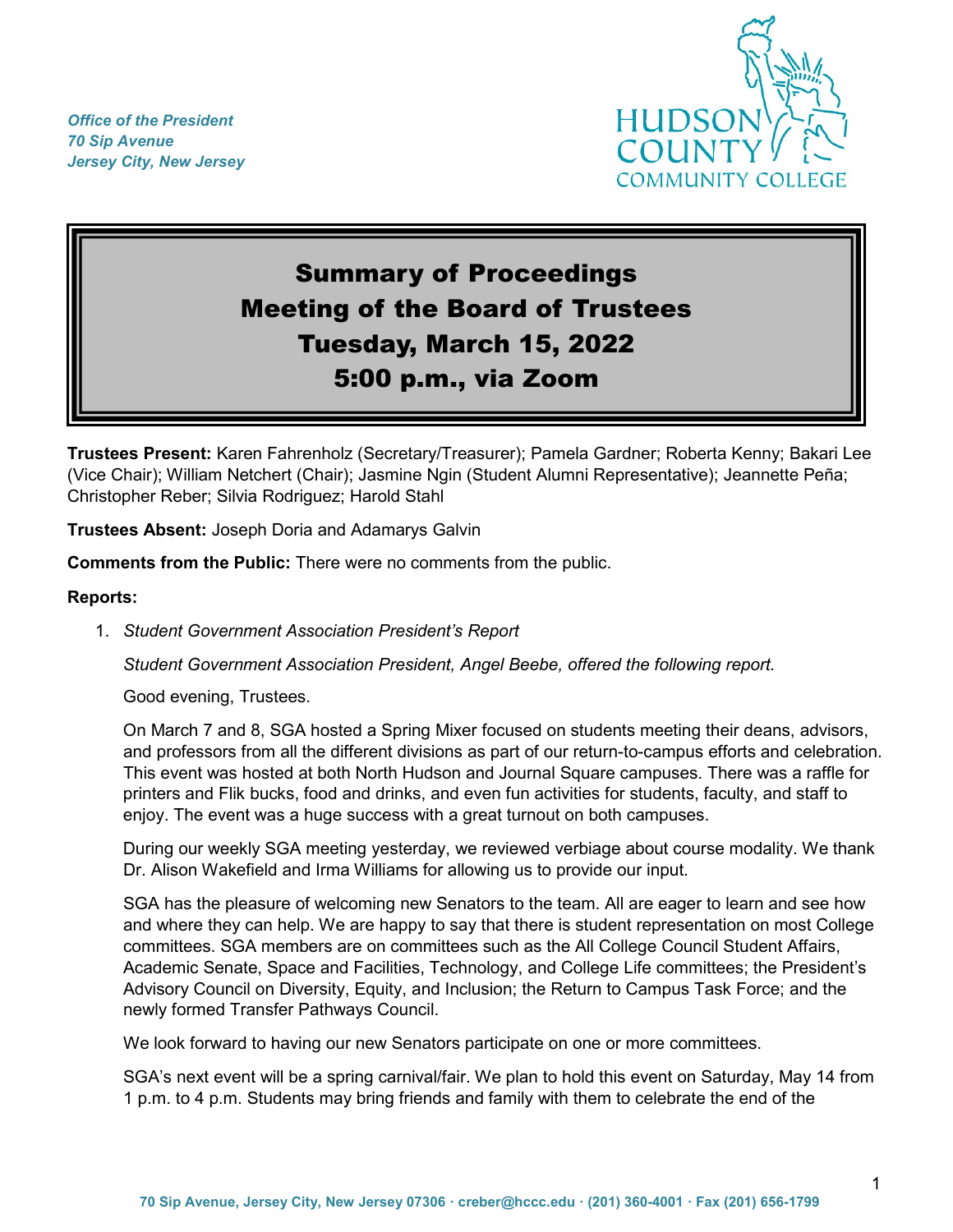*Office of the President*
*70 Sip Avenue*
*Jersey City, New Jersey*

# Summary of Proceedings
# Meeting of the Board of Trustees
# Tuesday, March 15, 2022
# 5:00 p.m., via Zoom

**Trustees Present:** Karen Fahrenholz (Secretary/Treasurer); Pamela Gardner; Roberta Kenny; Bakari Lee (Vice Chair); William Netchert (Chair); Jasmine Ngin (Student Alumni Representative); Jeannette Peña; Christopher Reber; Silvia Rodriguez; Harold Stahl

**Trustees Absent:** Joseph Doria and Adamarys Galvin

**Comments from the Public:** There were no comments from the public.

**Reports:**

1. *Student Government Association President's Report*

   *Student Government Association President, Angel Beebe, offered the following report.*

   Good evening, Trustees.

   On March 7 and 8, SGA hosted a Spring Mixer focused on students meeting their deans, advisors, and professors from all the different divisions as part of our return-to-campus efforts and celebration. This event was hosted at both North Hudson and Journal Square campuses. There was a raffle for printers and Flik bucks, food and drinks, and even fun activities for students, faculty, and staff to enjoy. The event was a huge success with a great turnout on both campuses.

   During our weekly SGA meeting yesterday, we reviewed verbiage about course modality. We thank Dr. Alison Wakefield and Irma Williams for allowing us to provide our input.

   SGA has the pleasure of welcoming new Senators to the team. All are eager to learn and see how and where they can help. We are happy to say that there is student representation on most College committees. SGA members are on committees such as the All College Council Student Affairs, Academic Senate, Space and Facilities, Technology, and College Life committees; the President's Advisory Council on Diversity, Equity, and Inclusion; the Return to Campus Task Force; and the newly formed Transfer Pathways Council.

   We look forward to having our new Senators participate on one or more committees.

   SGA's next event will be a spring carnival/fair. We plan to hold this event on Saturday, May 14 from 1 p.m. to 4 p.m. Students may bring friends and family with them to celebrate the end of the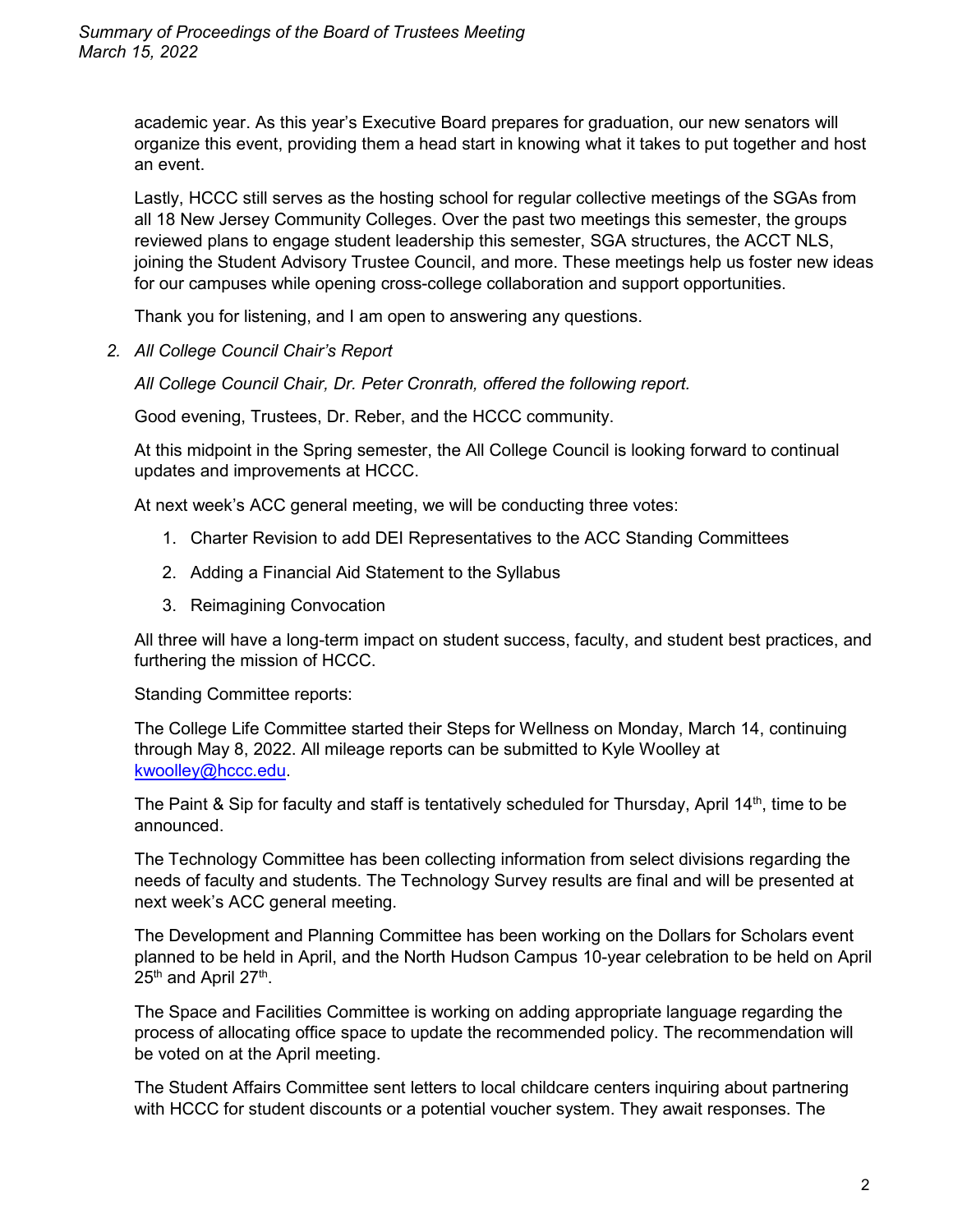academic year. As this year's Executive Board prepares for graduation, our new senators will organize this event, providing them a head start in knowing what it takes to put together and host an event.

Lastly, HCCC still serves as the hosting school for regular collective meetings of the SGAs from all 18 New Jersey Community Colleges. Over the past two meetings this semester, the groups reviewed plans to engage student leadership this semester, SGA structures, the ACCT NLS, joining the Student Advisory Trustee Council, and more. These meetings help us foster new ideas for our campuses while opening cross-college collaboration and support opportunities.

Thank you for listening, and I am open to answering any questions.

2. *All College Council Chair's Report*

*All College Council Chair, Dr. Peter Cronrath, offered the following report.*

Good evening, Trustees, Dr. Reber, and the HCCC community.

At this midpoint in the Spring semester, the All College Council is looking forward to continual updates and improvements at HCCC.

At next week's ACC general meeting, we will be conducting three votes:

1. Charter Revision to add DEI Representatives to the ACC Standing Committees
2. Adding a Financial Aid Statement to the Syllabus
3. Reimagining Convocation

All three will have a long-term impact on student success, faculty, and student best practices, and furthering the mission of HCCC.

Standing Committee reports:

The College Life Committee started their Steps for Wellness on Monday, March 14, continuing through May 8, 2022. All mileage reports can be submitted to Kyle Woolley at kwoolley@hccc.edu.

The Paint & Sip for faculty and staff is tentatively scheduled for Thursday, April 14th, time to be announced.

The Technology Committee has been collecting information from select divisions regarding the needs of faculty and students. The Technology Survey results are final and will be presented at next week's ACC general meeting.

The Development and Planning Committee has been working on the Dollars for Scholars event planned to be held in April, and the North Hudson Campus 10-year celebration to be held on April 25th and April 27th.

The Space and Facilities Committee is working on adding appropriate language regarding the process of allocating office space to update the recommended policy. The recommendation will be voted on at the April meeting.

The Student Affairs Committee sent letters to local childcare centers inquiring about partnering with HCCC for student discounts or a potential voucher system. They await responses. The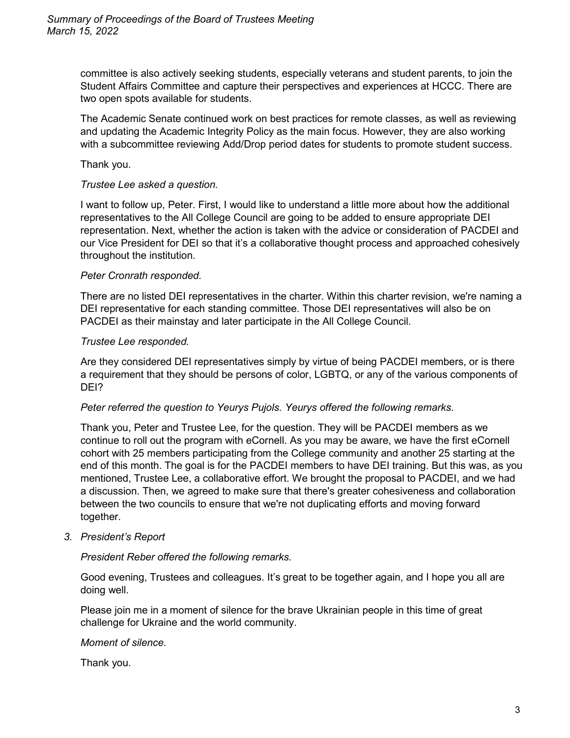committee is also actively seeking students, especially veterans and student parents, to join the Student Affairs Committee and capture their perspectives and experiences at HCCC. There are two open spots available for students.

The Academic Senate continued work on best practices for remote classes, as well as reviewing and updating the Academic Integrity Policy as the main focus. However, they are also working with a subcommittee reviewing Add/Drop period dates for students to promote student success.

Thank you.

*Trustee Lee asked a question.*

I want to follow up, Peter. First, I would like to understand a little more about how the additional representatives to the All College Council are going to be added to ensure appropriate DEI representation. Next, whether the action is taken with the advice or consideration of PACDEI and our Vice President for DEI so that it's a collaborative thought process and approached cohesively throughout the institution.

*Peter Cronrath responded.*

There are no listed DEI representatives in the charter. Within this charter revision, we're naming a DEI representative for each standing committee. Those DEI representatives will also be on PACDEI as their mainstay and later participate in the All College Council.

*Trustee Lee responded.*

Are they considered DEI representatives simply by virtue of being PACDEI members, or is there a requirement that they should be persons of color, LGBTQ, or any of the various components of DEI?

*Peter referred the question to Yeurys Pujols. Yeurys offered the following remarks.*

Thank you, Peter and Trustee Lee, for the question. They will be PACDEI members as we continue to roll out the program with eCornell. As you may be aware, we have the first eCornell cohort with 25 members participating from the College community and another 25 starting at the end of this month. The goal is for the PACDEI members to have DEI training. But this was, as you mentioned, Trustee Lee, a collaborative effort. We brought the proposal to PACDEI, and we had a discussion. Then, we agreed to make sure that there's greater cohesiveness and collaboration between the two councils to ensure that we're not duplicating efforts and moving forward together.

3. *President's Report*

*President Reber offered the following remarks.*

Good evening, Trustees and colleagues. It's great to be together again, and I hope you all are doing well.

Please join me in a moment of silence for the brave Ukrainian people in this time of great challenge for Ukraine and the world community.

*Moment of silence.*

Thank you.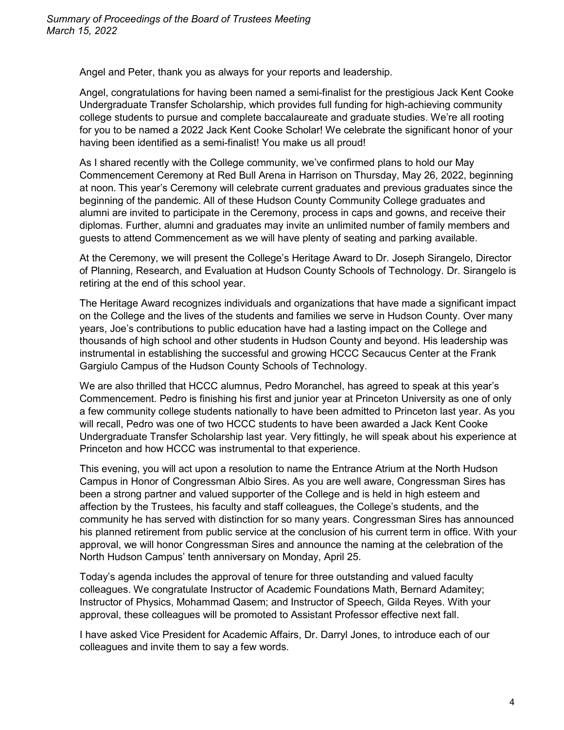Angel and Peter, thank you as always for your reports and leadership.

Angel, congratulations for having been named a semi-finalist for the prestigious Jack Kent Cooke Undergraduate Transfer Scholarship, which provides full funding for high-achieving community college students to pursue and complete baccalaureate and graduate studies. We're all rooting for you to be named a 2022 Jack Kent Cooke Scholar! We celebrate the significant honor of your having been identified as a semi-finalist! You make us all proud!

As I shared recently with the College community, we've confirmed plans to hold our May Commencement Ceremony at Red Bull Arena in Harrison on Thursday, May 26, 2022, beginning at noon. This year's Ceremony will celebrate current graduates and previous graduates since the beginning of the pandemic. All of these Hudson County Community College graduates and alumni are invited to participate in the Ceremony, process in caps and gowns, and receive their diplomas. Further, alumni and graduates may invite an unlimited number of family members and guests to attend Commencement as we will have plenty of seating and parking available.

At the Ceremony, we will present the College's Heritage Award to Dr. Joseph Sirangelo, Director of Planning, Research, and Evaluation at Hudson County Schools of Technology. Dr. Sirangelo is retiring at the end of this school year.

The Heritage Award recognizes individuals and organizations that have made a significant impact on the College and the lives of the students and families we serve in Hudson County. Over many years, Joe's contributions to public education have had a lasting impact on the College and thousands of high school and other students in Hudson County and beyond. His leadership was instrumental in establishing the successful and growing HCCC Secaucus Center at the Frank Gargiulo Campus of the Hudson County Schools of Technology.

We are also thrilled that HCCC alumnus, Pedro Moranchel, has agreed to speak at this year's Commencement. Pedro is finishing his first and junior year at Princeton University as one of only a few community college students nationally to have been admitted to Princeton last year. As you will recall, Pedro was one of two HCCC students to have been awarded a Jack Kent Cooke Undergraduate Transfer Scholarship last year. Very fittingly, he will speak about his experience at Princeton and how HCCC was instrumental to that experience.

This evening, you will act upon a resolution to name the Entrance Atrium at the North Hudson Campus in Honor of Congressman Albio Sires. As you are well aware, Congressman Sires has been a strong partner and valued supporter of the College and is held in high esteem and affection by the Trustees, his faculty and staff colleagues, the College's students, and the community he has served with distinction for so many years. Congressman Sires has announced his planned retirement from public service at the conclusion of his current term in office. With your approval, we will honor Congressman Sires and announce the naming at the celebration of the North Hudson Campus' tenth anniversary on Monday, April 25.

Today's agenda includes the approval of tenure for three outstanding and valued faculty colleagues. We congratulate Instructor of Academic Foundations Math, Bernard Adamitey; Instructor of Physics, Mohammad Qasem; and Instructor of Speech, Gilda Reyes. With your approval, these colleagues will be promoted to Assistant Professor effective next fall.

I have asked Vice President for Academic Affairs, Dr. Darryl Jones, to introduce each of our colleagues and invite them to say a few words.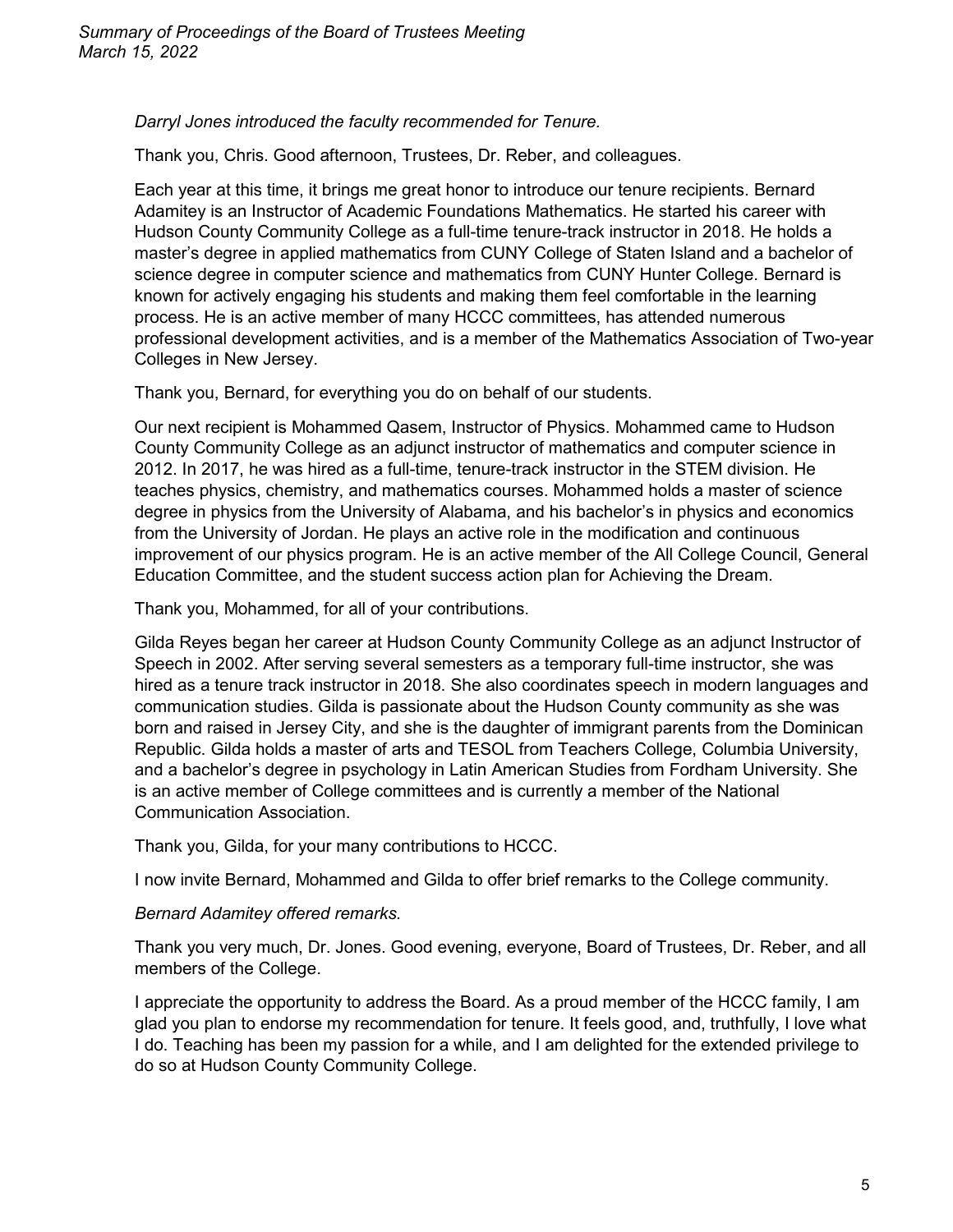*Darryl Jones introduced the faculty recommended for Tenure.*

Thank you, Chris. Good afternoon, Trustees, Dr. Reber, and colleagues.

Each year at this time, it brings me great honor to introduce our tenure recipients. Bernard Adamitey is an Instructor of Academic Foundations Mathematics. He started his career with Hudson County Community College as a full-time tenure-track instructor in 2018. He holds a master's degree in applied mathematics from CUNY College of Staten Island and a bachelor of science degree in computer science and mathematics from CUNY Hunter College. Bernard is known for actively engaging his students and making them feel comfortable in the learning process. He is an active member of many HCCC committees, has attended numerous professional development activities, and is a member of the Mathematics Association of Two-year Colleges in New Jersey.

Thank you, Bernard, for everything you do on behalf of our students.

Our next recipient is Mohammed Qasem, Instructor of Physics. Mohammed came to Hudson County Community College as an adjunct instructor of mathematics and computer science in 2012. In 2017, he was hired as a full-time, tenure-track instructor in the STEM division. He teaches physics, chemistry, and mathematics courses. Mohammed holds a master of science degree in physics from the University of Alabama, and his bachelor's in physics and economics from the University of Jordan. He plays an active role in the modification and continuous improvement of our physics program. He is an active member of the All College Council, General Education Committee, and the student success action plan for Achieving the Dream.

Thank you, Mohammed, for all of your contributions.

Gilda Reyes began her career at Hudson County Community College as an adjunct Instructor of Speech in 2002. After serving several semesters as a temporary full-time instructor, she was hired as a tenure track instructor in 2018. She also coordinates speech in modern languages and communication studies. Gilda is passionate about the Hudson County community as she was born and raised in Jersey City, and she is the daughter of immigrant parents from the Dominican Republic. Gilda holds a master of arts and TESOL from Teachers College, Columbia University, and a bachelor's degree in psychology in Latin American Studies from Fordham University. She is an active member of College committees and is currently a member of the National Communication Association.

Thank you, Gilda, for your many contributions to HCCC.

I now invite Bernard, Mohammed and Gilda to offer brief remarks to the College community.

*Bernard Adamitey offered remarks.*

Thank you very much, Dr. Jones. Good evening, everyone, Board of Trustees, Dr. Reber, and all members of the College.

I appreciate the opportunity to address the Board. As a proud member of the HCCC family, I am glad you plan to endorse my recommendation for tenure. It feels good, and, truthfully, I love what I do. Teaching has been my passion for a while, and I am delighted for the extended privilege to do so at Hudson County Community College.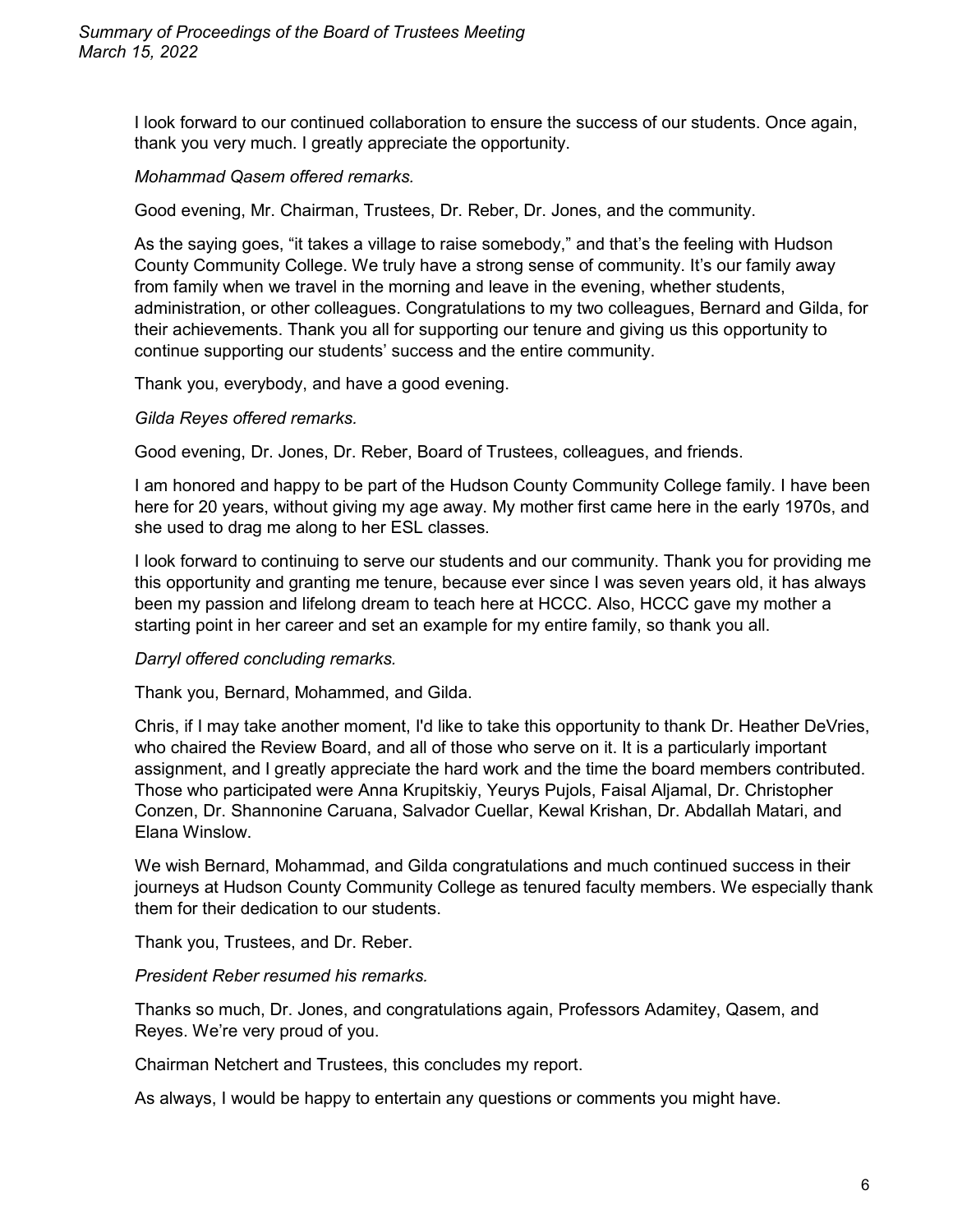I look forward to our continued collaboration to ensure the success of our students. Once again, thank you very much. I greatly appreciate the opportunity.

*Mohammad Qasem offered remarks.*

Good evening, Mr. Chairman, Trustees, Dr. Reber, Dr. Jones, and the community.

As the saying goes, "it takes a village to raise somebody," and that's the feeling with Hudson County Community College. We truly have a strong sense of community. It's our family away from family when we travel in the morning and leave in the evening, whether students, administration, or other colleagues. Congratulations to my two colleagues, Bernard and Gilda, for their achievements. Thank you all for supporting our tenure and giving us this opportunity to continue supporting our students' success and the entire community.

Thank you, everybody, and have a good evening.

*Gilda Reyes offered remarks.*

Good evening, Dr. Jones, Dr. Reber, Board of Trustees, colleagues, and friends.

I am honored and happy to be part of the Hudson County Community College family. I have been here for 20 years, without giving my age away. My mother first came here in the early 1970s, and she used to drag me along to her ESL classes.

I look forward to continuing to serve our students and our community. Thank you for providing me this opportunity and granting me tenure, because ever since I was seven years old, it has always been my passion and lifelong dream to teach here at HCCC. Also, HCCC gave my mother a starting point in her career and set an example for my entire family, so thank you all.

*Darryl offered concluding remarks.*

Thank you, Bernard, Mohammed, and Gilda.

Chris, if I may take another moment, I'd like to take this opportunity to thank Dr. Heather DeVries, who chaired the Review Board, and all of those who serve on it. It is a particularly important assignment, and I greatly appreciate the hard work and the time the board members contributed. Those who participated were Anna Krupitskiy, Yeurys Pujols, Faisal Aljamal, Dr. Christopher Conzen, Dr. Shannonine Caruana, Salvador Cuellar, Kewal Krishan, Dr. Abdallah Matari, and Elana Winslow.

We wish Bernard, Mohammad, and Gilda congratulations and much continued success in their journeys at Hudson County Community College as tenured faculty members. We especially thank them for their dedication to our students.

Thank you, Trustees, and Dr. Reber.

*President Reber resumed his remarks.*

Thanks so much, Dr. Jones, and congratulations again, Professors Adamitey, Qasem, and Reyes. We're very proud of you.

Chairman Netchert and Trustees, this concludes my report.

As always, I would be happy to entertain any questions or comments you might have.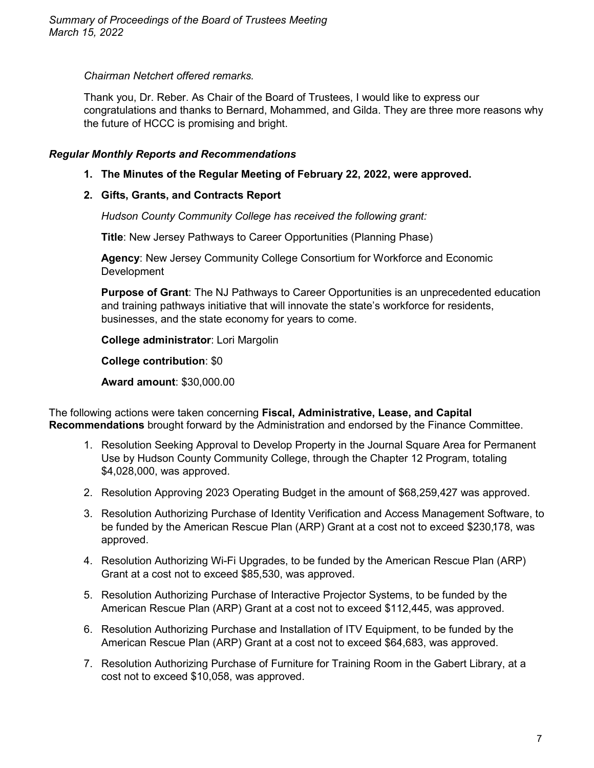*Chairman Netchert offered remarks.*

Thank you, Dr. Reber. As Chair of the Board of Trustees, I would like to express our congratulations and thanks to Bernard, Mohammed, and Gilda. They are three more reasons why the future of HCCC is promising and bright.

### *Regular Monthly Reports and Recommendations*

1. **The Minutes of the Regular Meeting of February 22, 2022, were approved.**

2. **Gifts, Grants, and Contracts Report**

   *Hudson County Community College has received the following grant:*

   **Title**: New Jersey Pathways to Career Opportunities (Planning Phase)

   **Agency**: New Jersey Community College Consortium for Workforce and Economic Development

   **Purpose of Grant**: The NJ Pathways to Career Opportunities is an unprecedented education and training pathways initiative that will innovate the state's workforce for residents, businesses, and the state economy for years to come.

   **College administrator**: Lori Margolin

   **College contribution**: $0

   **Award amount**: $30,000.00

The following actions were taken concerning **Fiscal, Administrative, Lease, and Capital Recommendations** brought forward by the Administration and endorsed by the Finance Committee.

1. Resolution Seeking Approval to Develop Property in the Journal Square Area for Permanent Use by Hudson County Community College, through the Chapter 12 Program, totaling $4,028,000, was approved.
2. Resolution Approving 2023 Operating Budget in the amount of $68,259,427 was approved.
3. Resolution Authorizing Purchase of Identity Verification and Access Management Software, to be funded by the American Rescue Plan (ARP) Grant at a cost not to exceed $230,178, was approved.
4. Resolution Authorizing Wi-Fi Upgrades, to be funded by the American Rescue Plan (ARP) Grant at a cost not to exceed $85,530, was approved.
5. Resolution Authorizing Purchase of Interactive Projector Systems, to be funded by the American Rescue Plan (ARP) Grant at a cost not to exceed $112,445, was approved.
6. Resolution Authorizing Purchase and Installation of ITV Equipment, to be funded by the American Rescue Plan (ARP) Grant at a cost not to exceed $64,683, was approved.
7. Resolution Authorizing Purchase of Furniture for Training Room in the Gabert Library, at a cost not to exceed $10,058, was approved.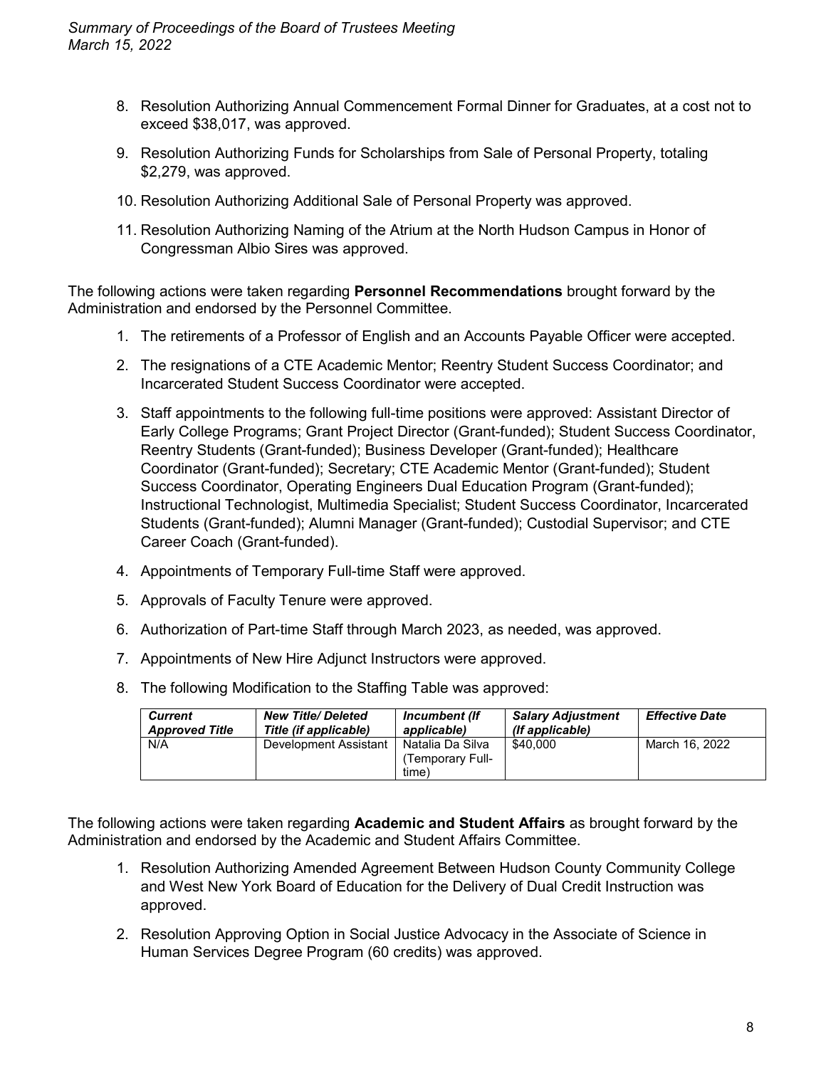8. Resolution Authorizing Annual Commencement Formal Dinner for Graduates, at a cost not to exceed $38,017, was approved.

9. Resolution Authorizing Funds for Scholarships from Sale of Personal Property, totaling $2,279, was approved.

10. Resolution Authorizing Additional Sale of Personal Property was approved.

11. Resolution Authorizing Naming of the Atrium at the North Hudson Campus in Honor of Congressman Albio Sires was approved.

The following actions were taken regarding **Personnel Recommendations** brought forward by the Administration and endorsed by the Personnel Committee.

1. The retirements of a Professor of English and an Accounts Payable Officer were accepted.

2. The resignations of a CTE Academic Mentor; Reentry Student Success Coordinator; and Incarcerated Student Success Coordinator were accepted.

3. Staff appointments to the following full-time positions were approved: Assistant Director of Early College Programs; Grant Project Director (Grant-funded); Student Success Coordinator, Reentry Students (Grant-funded); Business Developer (Grant-funded); Healthcare Coordinator (Grant-funded); Secretary; CTE Academic Mentor (Grant-funded); Student Success Coordinator, Operating Engineers Dual Education Program (Grant-funded); Instructional Technologist, Multimedia Specialist; Student Success Coordinator, Incarcerated Students (Grant-funded); Alumni Manager (Grant-funded); Custodial Supervisor; and CTE Career Coach (Grant-funded).

4. Appointments of Temporary Full-time Staff were approved.

5. Approvals of Faculty Tenure were approved.

6. Authorization of Part-time Staff through March 2023, as needed, was approved.

7. Appointments of New Hire Adjunct Instructors were approved.

8. The following Modification to the Staffing Table was approved:

| ***Current Approved Title*** | ***New Title/ Deleted Title (if applicable)*** | ***Incumbent (If applicable)*** | ***Salary Adjustment (If applicable)*** | ***Effective Date*** |
|---|---|---|---|---|
| N/A | Development Assistant | Natalia Da Silva (Temporary Full-time) | $40,000 | March 16, 2022 |

The following actions were taken regarding **Academic and Student Affairs** as brought forward by the Administration and endorsed by the Academic and Student Affairs Committee.

1. Resolution Authorizing Amended Agreement Between Hudson County Community College and West New York Board of Education for the Delivery of Dual Credit Instruction was approved.

2. Resolution Approving Option in Social Justice Advocacy in the Associate of Science in Human Services Degree Program (60 credits) was approved.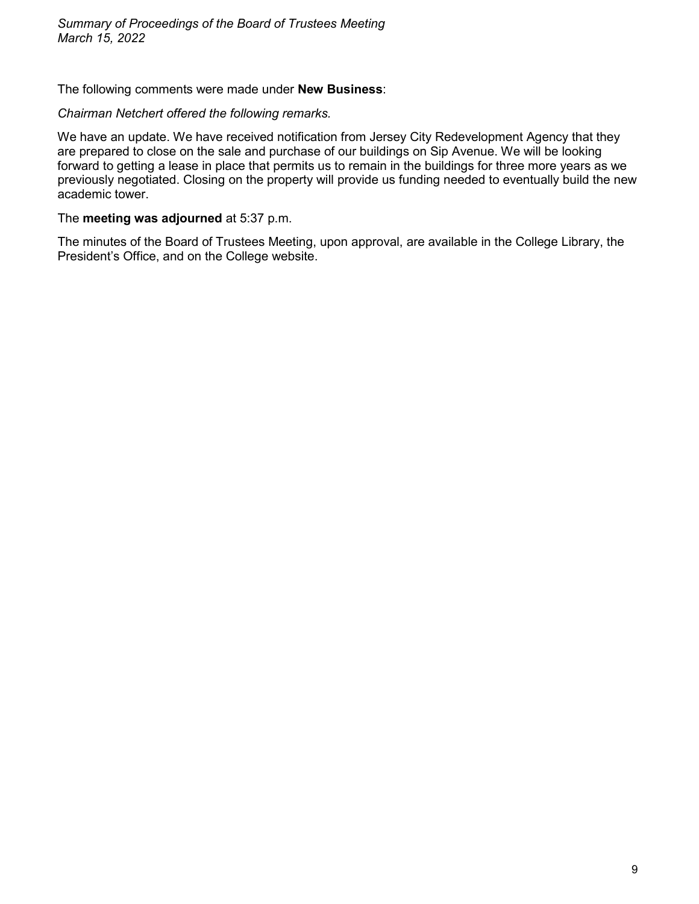The following comments were made under **New Business**:

*Chairman Netchert offered the following remarks.*

We have an update. We have received notification from Jersey City Redevelopment Agency that they are prepared to close on the sale and purchase of our buildings on Sip Avenue. We will be looking forward to getting a lease in place that permits us to remain in the buildings for three more years as we previously negotiated. Closing on the property will provide us funding needed to eventually build the new academic tower.

The **meeting was adjourned** at 5:37 p.m.

The minutes of the Board of Trustees Meeting, upon approval, are available in the College Library, the President's Office, and on the College website.